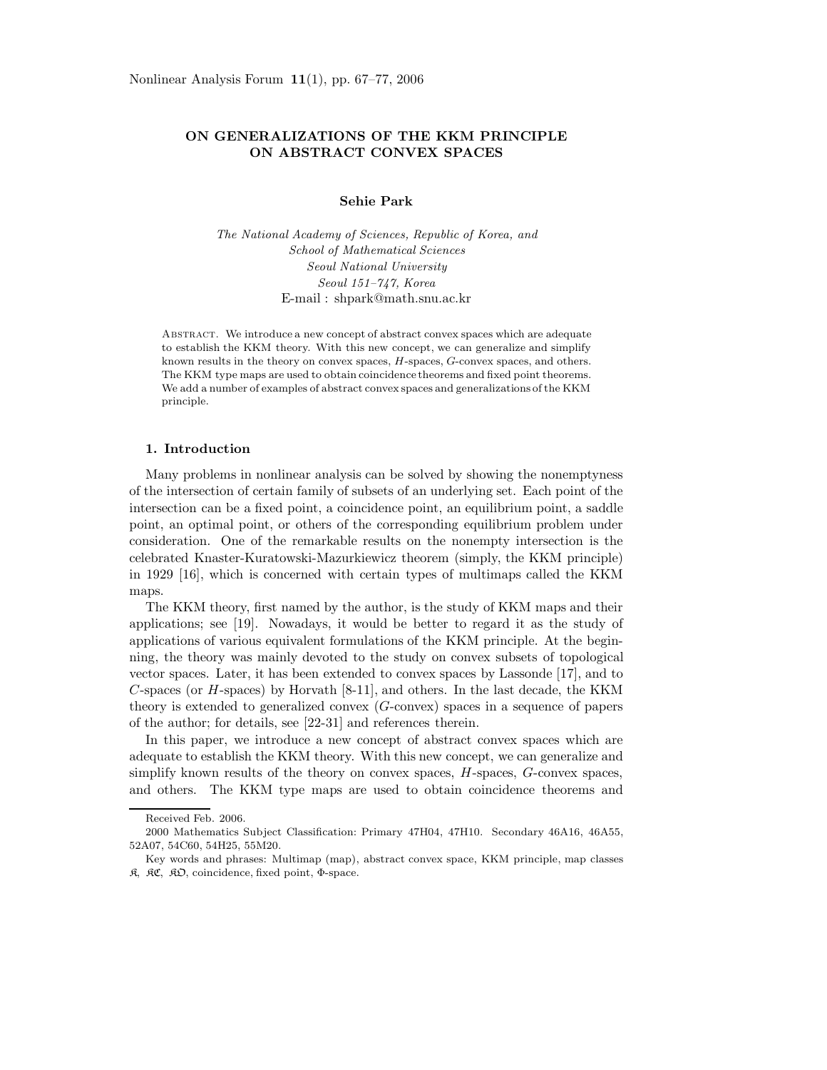# ON GENERALIZATIONS OF THE KKM PRINCIPLE ON ABSTRACT CONVEX SPACES

**Sehie Park**

*The National Academy of Sciences, Republic of Korea, and*
*School of Mathematical Sciences*
*Seoul National University*
*Seoul 151–747, Korea*
E-mail : shpark@math.snu.ac.kr

Abstract. We introduce a new concept of abstract convex spaces which are adequate to establish the KKM theory. With this new concept, we can generalize and simplify known results in the theory on convex spaces, $H$-spaces, $G$-convex spaces, and others. The KKM type maps are used to obtain coincidence theorems and fixed point theorems. We add a number of examples of abstract convex spaces and generalizations of the KKM principle.

## 1. Introduction

Many problems in nonlinear analysis can be solved by showing the nonemptyness of the intersection of certain family of subsets of an underlying set. Each point of the intersection can be a fixed point, a coincidence point, an equilibrium point, a saddle point, an optimal point, or others of the corresponding equilibrium problem under consideration. One of the remarkable results on the nonempty intersection is the celebrated Knaster-Kuratowski-Mazurkiewicz theorem (simply, the KKM principle) in 1929 [16], which is concerned with certain types of multimaps called the KKM maps.

The KKM theory, first named by the author, is the study of KKM maps and their applications; see [19]. Nowadays, it would be better to regard it as the study of applications of various equivalent formulations of the KKM principle. At the beginning, the theory was mainly devoted to the study on convex subsets of topological vector spaces. Later, it has been extended to convex spaces by Lassonde [17], and to $C$-spaces (or $H$-spaces) by Horvath [8-11], and others. In the last decade, the KKM theory is extended to generalized convex ($G$-convex) spaces in a sequence of papers of the author; for details, see [22-31] and references therein.

In this paper, we introduce a new concept of abstract convex spaces which are adequate to establish the KKM theory. With this new concept, we can generalize and simplify known results of the theory on convex spaces, $H$-spaces, $G$-convex spaces, and others. The KKM type maps are used to obtain coincidence theorems and

Received Feb. 2006.

2000 Mathematics Subject Classification: Primary 47H04, 47H10. Secondary 46A16, 46A55, 52A07, 54C60, 54H25, 55M20.

Key words and phrases: Multimap (map), abstract convex space, KKM principle, map classes $\mathfrak{K}$, $\mathfrak{KC}$, $\mathfrak{KO}$, coincidence, fixed point, $\Phi$-space.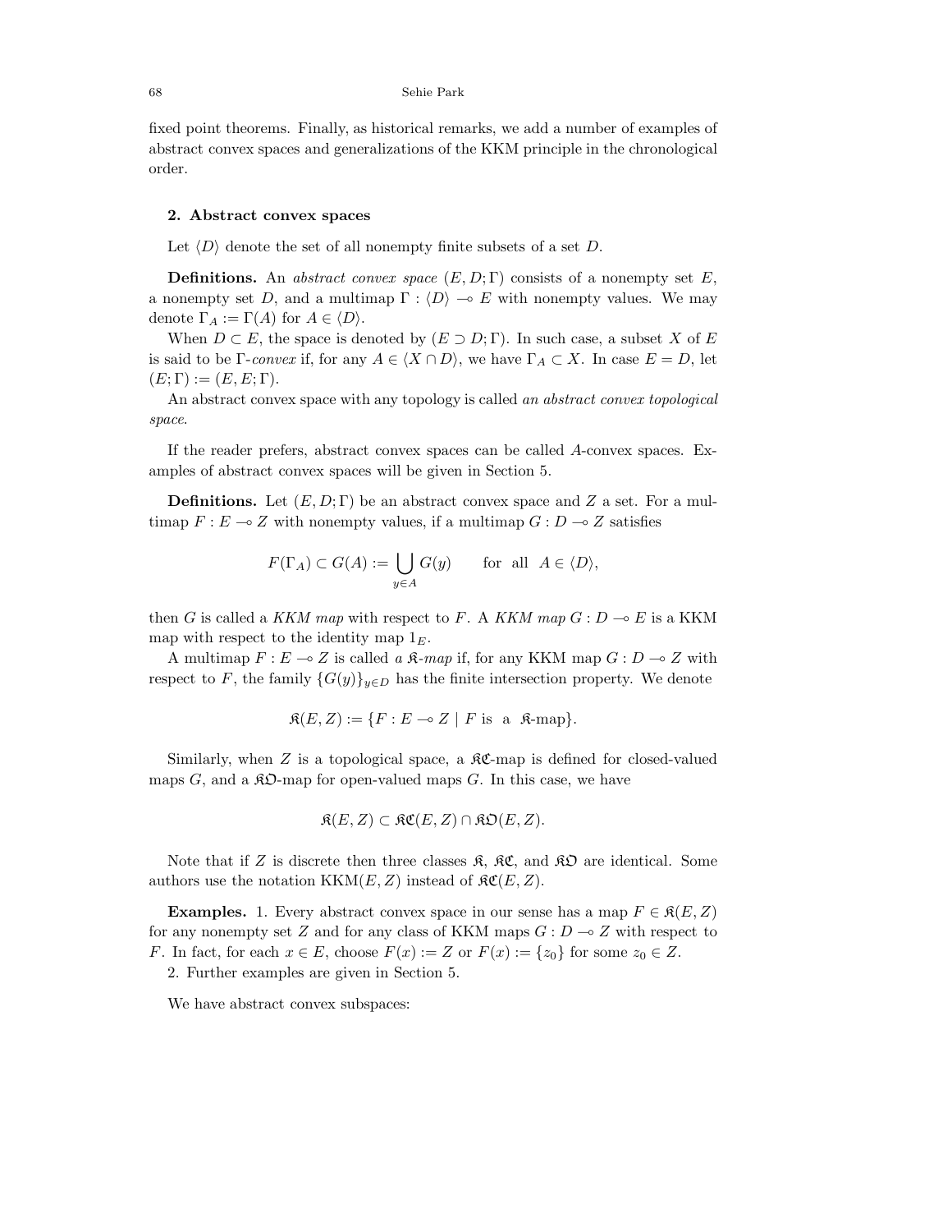fixed point theorems. Finally, as historical remarks, we add a number of examples of abstract convex spaces and generalizations of the KKM principle in the chronological order.

## 2. Abstract convex spaces

Let $\langle D \rangle$ denote the set of all nonempty finite subsets of a set $D$.

**Definitions.** An *abstract convex space* $(E, D; \Gamma)$ consists of a nonempty set $E$, a nonempty set $D$, and a multimap $\Gamma : \langle D \rangle \multimap E$ with nonempty values. We may denote $\Gamma_A := \Gamma(A)$ for $A \in \langle D \rangle$.

When $D \subset E$, the space is denoted by $(E \supset D; \Gamma)$. In such case, a subset $X$ of $E$ is said to be $\Gamma$-*convex* if, for any $A \in \langle X \cap D \rangle$, we have $\Gamma_A \subset X$. In case $E = D$, let $(E; \Gamma) := (E, E; \Gamma)$.

An abstract convex space with any topology is called *an abstract convex topological space*.

If the reader prefers, abstract convex spaces can be called $A$-convex spaces. Examples of abstract convex spaces will be given in Section 5.

**Definitions.** Let $(E, D; \Gamma)$ be an abstract convex space and $Z$ a set. For a multimap $F : E \multimap Z$ with nonempty values, if a multimap $G : D \multimap Z$ satisfies

$$F(\Gamma_A) \subset G(A) := \bigcup_{y \in A} G(y) \qquad \text{for all} \quad A \in \langle D \rangle,$$

then $G$ is called a *KKM map* with respect to $F$. A *KKM map* $G : D \multimap E$ is a KKM map with respect to the identity map $1_E$.

A multimap $F : E \multimap Z$ is called *a* $\mathfrak{K}$*-map* if, for any KKM map $G : D \multimap Z$ with respect to $F$, the family $\{G(y)\}_{y \in D}$ has the finite intersection property. We denote

$$\mathfrak{K}(E, Z) := \{F : E \multimap Z \mid F \text{ is a } \mathfrak{K}\text{-map}\}.$$

Similarly, when $Z$ is a topological space, a $\mathfrak{KC}$-map is defined for closed-valued maps $G$, and a $\mathfrak{KO}$-map for open-valued maps $G$. In this case, we have

$$\mathfrak{K}(E, Z) \subset \mathfrak{KC}(E, Z) \cap \mathfrak{KO}(E, Z).$$

Note that if $Z$ is discrete then three classes $\mathfrak{K}$, $\mathfrak{KC}$, and $\mathfrak{KO}$ are identical. Some authors use the notation $\mathrm{KKM}(E, Z)$ instead of $\mathfrak{KC}(E, Z)$.

**Examples.** 1. Every abstract convex space in our sense has a map $F \in \mathfrak{K}(E, Z)$ for any nonempty set $Z$ and for any class of KKM maps $G : D \multimap Z$ with respect to $F$. In fact, for each $x \in E$, choose $F(x) := Z$ or $F(x) := \{z_0\}$ for some $z_0 \in Z$.

2. Further examples are given in Section 5.

We have abstract convex subspaces: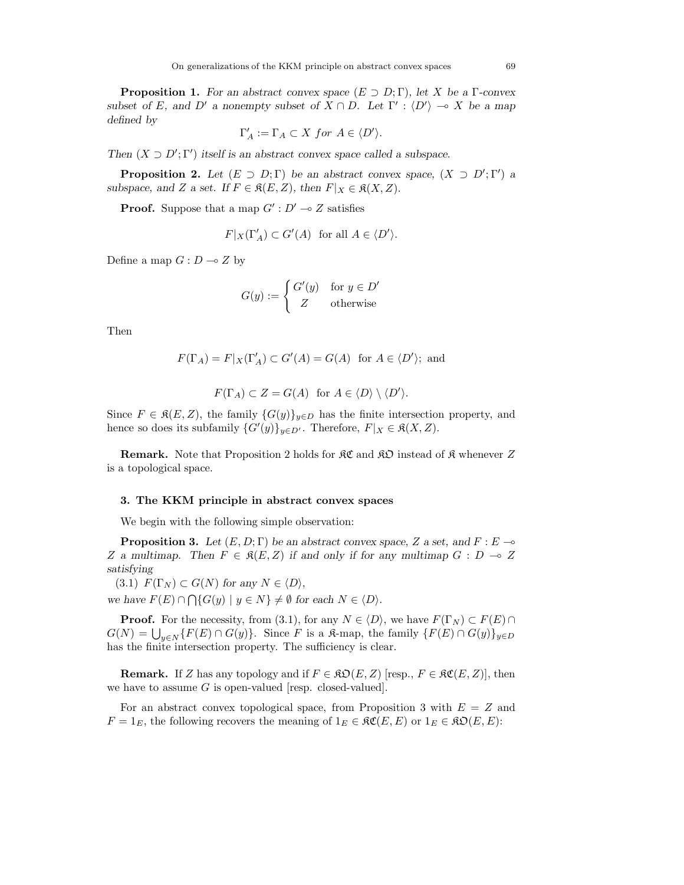**Proposition 1.** *For an abstract convex space $(E \supset D; \Gamma)$, let $X$ be a $\Gamma$-convex subset of $E$, and $D'$ a nonempty subset of $X \cap D$. Let $\Gamma' : \langle D' \rangle \multimap X$ be a map defined by*

$$\Gamma'_A := \Gamma_A \subset X \text{ for } A \in \langle D' \rangle.$$

*Then $(X \supset D'; \Gamma')$ itself is an abstract convex space called a subspace.*

**Proposition 2.** *Let $(E \supset D; \Gamma)$ be an abstract convex space, $(X \supset D'; \Gamma')$ a subspace, and $Z$ a set. If $F \in \mathfrak{K}(E, Z)$, then $F|_X \in \mathfrak{K}(X, Z)$.*

**Proof.** Suppose that a map $G' : D' \multimap Z$ satisfies

$$F|_X(\Gamma'_A) \subset G'(A) \text{ for all } A \in \langle D' \rangle.$$

Define a map $G : D \multimap Z$ by

$$G(y) := \begin{cases} G'(y) & \text{for } y \in D' \\ Z & \text{otherwise} \end{cases}$$

Then

$$F(\Gamma_A) = F|_X(\Gamma'_A) \subset G'(A) = G(A) \text{ for } A \in \langle D' \rangle; \text{ and}$$

$$F(\Gamma_A) \subset Z = G(A) \text{ for } A \in \langle D \rangle \setminus \langle D' \rangle.$$

Since $F \in \mathfrak{K}(E, Z)$, the family $\{G(y)\}_{y \in D}$ has the finite intersection property, and hence so does its subfamily $\{G'(y)\}_{y \in D'}$. Therefore, $F|_X \in \mathfrak{K}(X, Z)$.

**Remark.** Note that Proposition 2 holds for $\mathfrak{KC}$ and $\mathfrak{KO}$ instead of $\mathfrak{K}$ whenever $Z$ is a topological space.

### 3. The KKM principle in abstract convex spaces

We begin with the following simple observation:

**Proposition 3.** *Let $(E, D; \Gamma)$ be an abstract convex space, $Z$ a set, and $F : E \multimap Z$ a multimap. Then $F \in \mathfrak{K}(E, Z)$ if and only if for any multimap $G : D \multimap Z$ satisfying*

(3.1) *$F(\Gamma_N) \subset G(N)$ for any $N \in \langle D \rangle$,*

*we have $F(E) \cap \bigcap\{G(y) \mid y \in N\} \neq \emptyset$ for each $N \in \langle D \rangle$.*

**Proof.** For the necessity, from (3.1), for any $N \in \langle D \rangle$, we have $F(\Gamma_N) \subset F(E) \cap G(N) = \bigcup_{y \in N}\{F(E) \cap G(y)\}$. Since $F$ is a $\mathfrak{K}$-map, the family $\{F(E) \cap G(y)\}_{y \in D}$ has the finite intersection property. The sufficiency is clear.

**Remark.** If $Z$ has any topology and if $F \in \mathfrak{KO}(E, Z)$ [resp., $F \in \mathfrak{KC}(E, Z)$], then we have to assume $G$ is open-valued [resp. closed-valued].

For an abstract convex topological space, from Proposition 3 with $E = Z$ and $F = 1_E$, the following recovers the meaning of $1_E \in \mathfrak{KC}(E, E)$ or $1_E \in \mathfrak{KO}(E, E)$: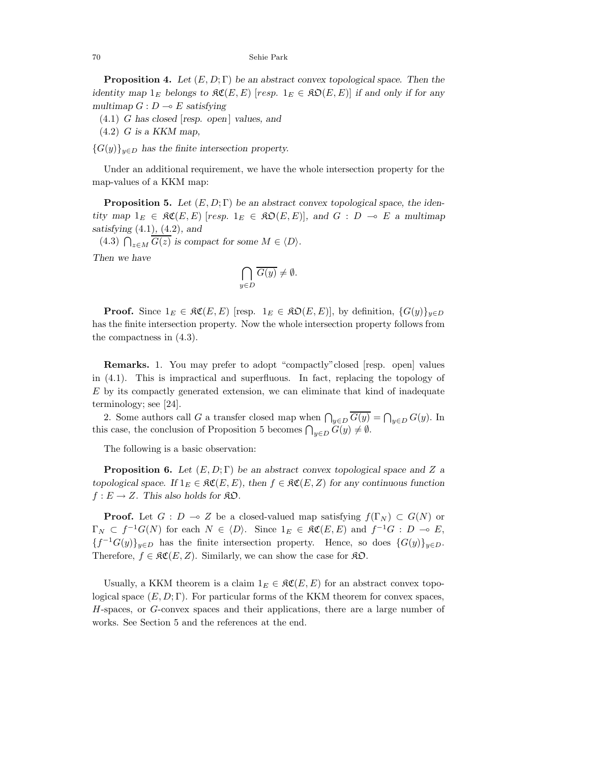**Proposition 4.** *Let $(E, D; \Gamma)$ be an abstract convex topological space. Then the identity map $1_E$ belongs to $\mathfrak{KC}(E, E)$ [resp. $1_E \in \mathfrak{KO}(E, E)$] if and only if for any multimap $G : D \multimap E$ satisfying*

(4.1) *$G$ has closed [resp. open] values, and*

(4.2) *$G$ is a KKM map,*

*$\{G(y)\}_{y \in D}$ has the finite intersection property.*

Under an additional requirement, we have the whole intersection property for the map-values of a KKM map:

**Proposition 5.** *Let $(E, D; \Gamma)$ be an abstract convex topological space, the identity map $1_E \in \mathfrak{KC}(E, E)$ [resp. $1_E \in \mathfrak{KO}(E, E)$], and $G : D \multimap E$ a multimap satisfying (4.1), (4.2), and*

(4.3) *$\bigcap_{z \in M} \overline{G(z)}$ is compact for some $M \in \langle D \rangle$.*

*Then we have*

$$\bigcap_{y \in D} \overline{G(y)} \neq \emptyset.$$

**Proof.** Since $1_E \in \mathfrak{KC}(E, E)$ [resp. $1_E \in \mathfrak{KO}(E, E)$], by definition, $\{G(y)\}_{y \in D}$ has the finite intersection property. Now the whole intersection property follows from the compactness in (4.3).

**Remarks.** 1. You may prefer to adopt "compactly"closed [resp. open] values in (4.1). This is impractical and superfluous. In fact, replacing the topology of $E$ by its compactly generated extension, we can eliminate that kind of inadequate terminology; see [24].

2. Some authors call $G$ a transfer closed map when $\bigcap_{y \in D} \overline{G(y)} = \bigcap_{y \in D} G(y)$. In this case, the conclusion of Proposition 5 becomes $\bigcap_{y \in D} G(y) \neq \emptyset$.

The following is a basic observation:

**Proposition 6.** *Let $(E, D; \Gamma)$ be an abstract convex topological space and $Z$ a topological space. If $1_E \in \mathfrak{KC}(E, E)$, then $f \in \mathfrak{KC}(E, Z)$ for any continuous function $f : E \to Z$. This also holds for $\mathfrak{KO}$.*

**Proof.** Let $G : D \multimap Z$ be a closed-valued map satisfying $f(\Gamma_N) \subset G(N)$ or $\Gamma_N \subset f^{-1}G(N)$ for each $N \in \langle D \rangle$. Since $1_E \in \mathfrak{KC}(E, E)$ and $f^{-1}G : D \multimap E$, $\{f^{-1}G(y)\}_{y \in D}$ has the finite intersection property. Hence, so does $\{G(y)\}_{y \in D}$. Therefore, $f \in \mathfrak{KC}(E, Z)$. Similarly, we can show the case for $\mathfrak{KO}$.

Usually, a KKM theorem is a claim $1_E \in \mathfrak{KC}(E, E)$ for an abstract convex topological space $(E, D; \Gamma)$. For particular forms of the KKM theorem for convex spaces, $H$-spaces, or $G$-convex spaces and their applications, there are a large number of works. See Section 5 and the references at the end.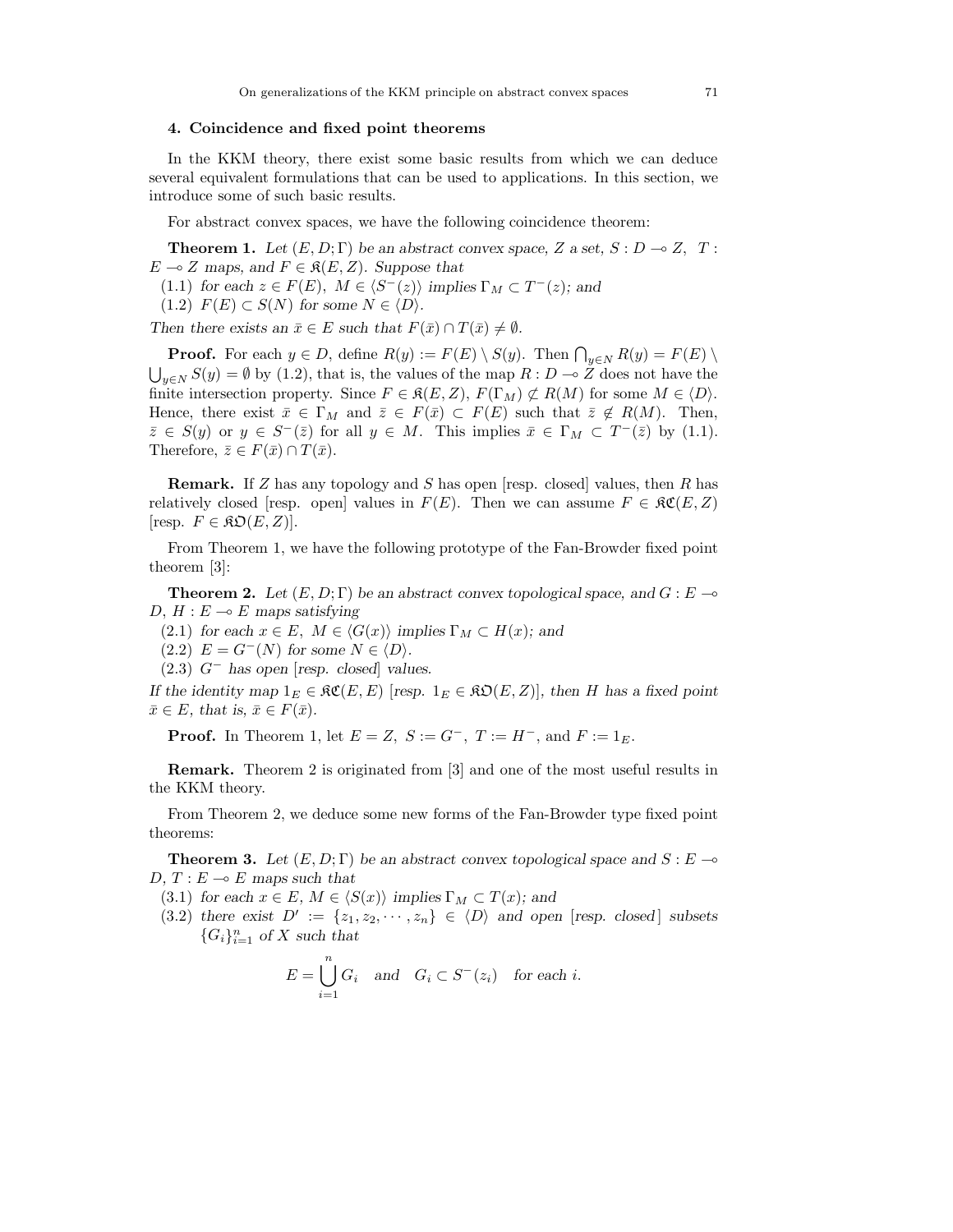## 4. Coincidence and fixed point theorems

In the KKM theory, there exist some basic results from which we can deduce several equivalent formulations that can be used to applications. In this section, we introduce some of such basic results.

For abstract convex spaces, we have the following coincidence theorem:

**Theorem 1.** *Let $(E, D; \Gamma)$ be an abstract convex space, $Z$ a set, $S : D \multimap Z$, $T : E \multimap Z$ maps, and $F \in \mathfrak{K}(E, Z)$. Suppose that*

(1.1) *for each $z \in F(E)$, $M \in \langle S^-(z) \rangle$ implies $\Gamma_M \subset T^-(z)$; and*

(1.2) *$F(E) \subset S(N)$ for some $N \in \langle D \rangle$.*

*Then there exists an $\bar{x} \in E$ such that $F(\bar{x}) \cap T(\bar{x}) \neq \emptyset$.*

**Proof.** For each $y \in D$, define $R(y) := F(E) \setminus S(y)$. Then $\bigcap_{y \in N} R(y) = F(E) \setminus \bigcup_{y \in N} S(y) = \emptyset$ by (1.2), that is, the values of the map $R : D \multimap Z$ does not have the finite intersection property. Since $F \in \mathfrak{K}(E, Z)$, $F(\Gamma_M) \not\subset R(M)$ for some $M \in \langle D \rangle$. Hence, there exist $\bar{x} \in \Gamma_M$ and $\bar{z} \in F(\bar{x}) \subset F(E)$ such that $\bar{z} \notin R(M)$. Then, $\bar{z} \in S(y)$ or $y \in S^-(\bar{z})$ for all $y \in M$. This implies $\bar{x} \in \Gamma_M \subset T^-(\bar{z})$ by (1.1). Therefore, $\bar{z} \in F(\bar{x}) \cap T(\bar{x})$.

**Remark.** If $Z$ has any topology and $S$ has open [resp. closed] values, then $R$ has relatively closed [resp. open] values in $F(E)$. Then we can assume $F \in \mathfrak{KC}(E, Z)$ [resp. $F \in \mathfrak{KO}(E, Z)$].

From Theorem 1, we have the following prototype of the Fan-Browder fixed point theorem [3]:

**Theorem 2.** *Let $(E, D; \Gamma)$ be an abstract convex topological space, and $G : E \multimap D$, $H : E \multimap E$ maps satisfying*

(2.1) *for each $x \in E$, $M \in \langle G(x) \rangle$ implies $\Gamma_M \subset H(x)$; and*

(2.2) *$E = G^-(N)$ for some $N \in \langle D \rangle$.*

(2.3) *$G^-$ has open [resp. closed] values.*

*If the identity map $1_E \in \mathfrak{KC}(E, E)$ [resp. $1_E \in \mathfrak{KO}(E, Z)$], then $H$ has a fixed point $\bar{x} \in E$, that is, $\bar{x} \in F(\bar{x})$.*

**Proof.** In Theorem 1, let $E = Z$, $S := G^-$, $T := H^-$, and $F := 1_E$.

**Remark.** Theorem 2 is originated from [3] and one of the most useful results in the KKM theory.

From Theorem 2, we deduce some new forms of the Fan-Browder type fixed point theorems:

**Theorem 3.** *Let $(E, D; \Gamma)$ be an abstract convex topological space and $S : E \multimap D$, $T : E \multimap E$ maps such that*

(3.1) *for each $x \in E$, $M \in \langle S(x) \rangle$ implies $\Gamma_M \subset T(x)$; and*

(3.2) *there exist $D' := \{z_1, z_2, \cdots, z_n\} \in \langle D \rangle$ and open [resp. closed] subsets $\{G_i\}_{i=1}^n$ of $X$ such that*

$$E = \bigcup_{i=1}^{n} G_i \quad \text{and} \quad G_i \subset S^-(z_i) \quad \text{for each } i.$$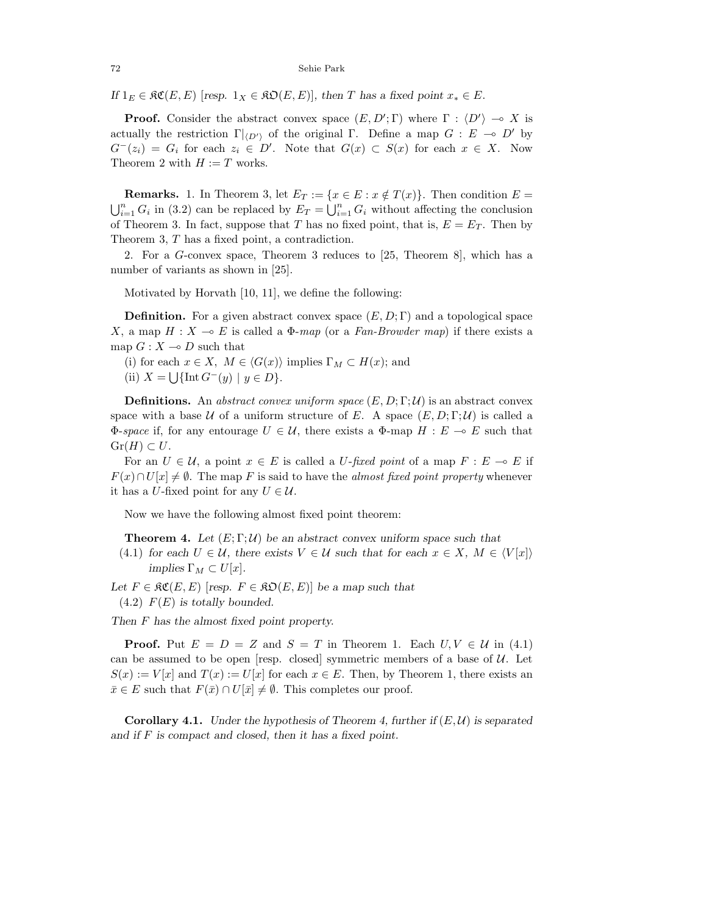*If $1_E \in \mathfrak{KC}(E,E)$ [resp. $1_X \in \mathfrak{KO}(E,E)$], then $T$ has a fixed point $x_* \in E$.*

**Proof.** Consider the abstract convex space $(E, D'; \Gamma)$ where $\Gamma : \langle D' \rangle \multimap X$ is actually the restriction $\Gamma|_{\langle D' \rangle}$ of the original $\Gamma$. Define a map $G : E \multimap D'$ by $G^-(z_i) = G_i$ for each $z_i \in D'$. Note that $G(x) \subset S(x)$ for each $x \in X$. Now Theorem 2 with $H := T$ works.

**Remarks.** 1. In Theorem 3, let $E_T := \{x \in E : x \notin T(x)\}$. Then condition $E = \bigcup_{i=1}^n G_i$ in (3.2) can be replaced by $E_T = \bigcup_{i=1}^n G_i$ without affecting the conclusion of Theorem 3. In fact, suppose that $T$ has no fixed point, that is, $E = E_T$. Then by Theorem 3, $T$ has a fixed point, a contradiction.

2. For a $G$-convex space, Theorem 3 reduces to [25, Theorem 8], which has a number of variants as shown in [25].

Motivated by Horvath [10, 11], we define the following:

**Definition.** For a given abstract convex space $(E, D; \Gamma)$ and a topological space $X$, a map $H : X \multimap E$ is called a *$\Phi$-map* (or a *Fan-Browder map*) if there exists a map $G : X \multimap D$ such that

(i) for each $x \in X$, $M \in \langle G(x) \rangle$ implies $\Gamma_M \subset H(x)$; and

(ii) $X = \bigcup \{\operatorname{Int} G^-(y) \mid y \in D\}$.

**Definitions.** An *abstract convex uniform space* $(E, D; \Gamma; \mathcal{U})$ is an abstract convex space with a base $\mathcal{U}$ of a uniform structure of $E$. A space $(E, D; \Gamma; \mathcal{U})$ is called a *$\Phi$-space* if, for any entourage $U \in \mathcal{U}$, there exists a $\Phi$-map $H : E \multimap E$ such that $\operatorname{Gr}(H) \subset U$.

For an $U \in \mathcal{U}$, a point $x \in E$ is called a *$U$-fixed point* of a map $F : E \multimap E$ if $F(x) \cap U[x] \neq \emptyset$. The map $F$ is said to have the *almost fixed point property* whenever it has a $U$-fixed point for any $U \in \mathcal{U}$.

Now we have the following almost fixed point theorem:

**Theorem 4.** *Let $(E; \Gamma; \mathcal{U})$ be an abstract convex uniform space such that*

(4.1) *for each $U \in \mathcal{U}$, there exists $V \in \mathcal{U}$ such that for each $x \in X$, $M \in \langle V[x] \rangle$ implies $\Gamma_M \subset U[x]$.*

*Let $F \in \mathfrak{KC}(E,E)$ [resp. $F \in \mathfrak{KO}(E,E)$] be a map such that*

(4.2) *$F(E)$ is totally bounded.*

*Then $F$ has the almost fixed point property.*

**Proof.** Put $E = D = Z$ and $S = T$ in Theorem 1. Each $U, V \in \mathcal{U}$ in (4.1) can be assumed to be open [resp. closed] symmetric members of a base of $\mathcal{U}$. Let $S(x) := V[x]$ and $T(x) := U[x]$ for each $x \in E$. Then, by Theorem 1, there exists an $\bar{x} \in E$ such that $F(\bar{x}) \cap U[\bar{x}] \neq \emptyset$. This completes our proof.

**Corollary 4.1.** *Under the hypothesis of Theorem 4, further if $(E, \mathcal{U})$ is separated and if $F$ is compact and closed, then it has a fixed point.*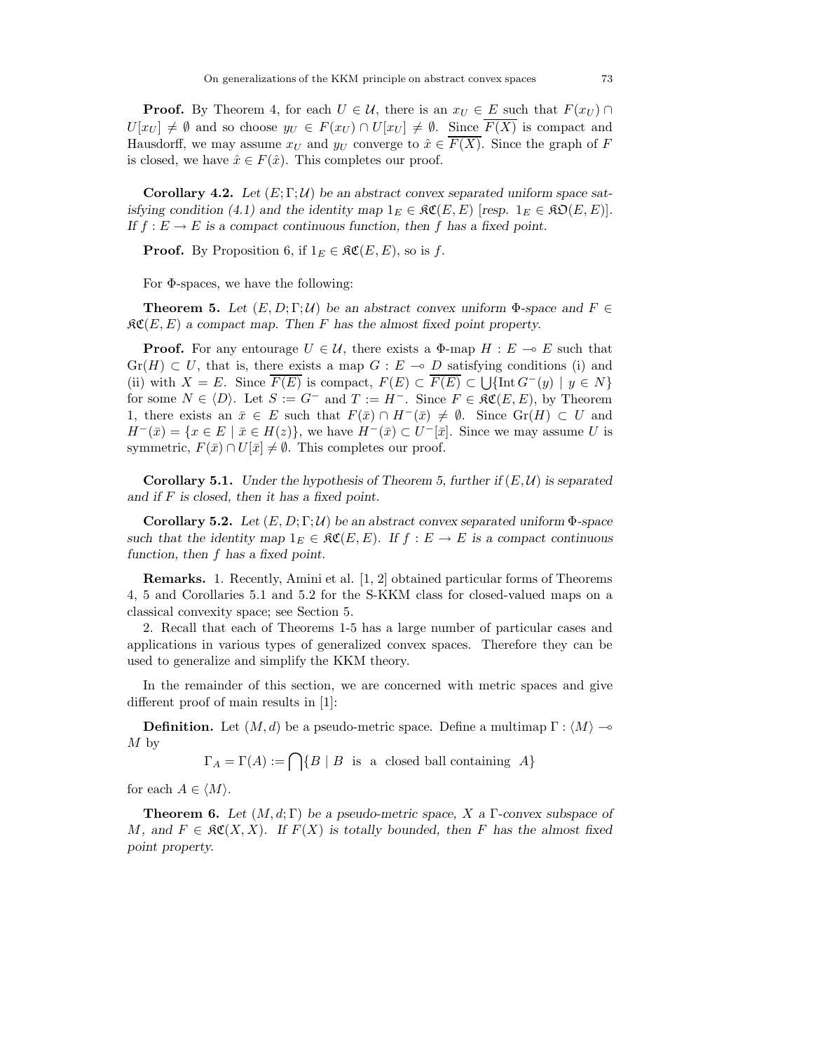**Proof.** By Theorem 4, for each $U \in \mathcal{U}$, there is an $x_U \in E$ such that $F(x_U) \cap U[x_U] \neq \emptyset$ and so choose $y_U \in F(x_U) \cap U[x_U] \neq \emptyset$. Since $\overline{F(X)}$ is compact and Hausdorff, we may assume $x_U$ and $y_U$ converge to $\hat{x} \in \overline{F(X)}$. Since the graph of $F$ is closed, we have $\hat{x} \in F(\hat{x})$. This completes our proof.

**Corollary 4.2.** *Let $(E;\Gamma;\mathcal{U})$ be an abstract convex separated uniform space satisfying condition (4.1) and the identity map $1_E \in \mathfrak{KC}(E,E)$ [resp. $1_E \in \mathfrak{KO}(E,E)$]. If $f : E \to E$ is a compact continuous function, then $f$ has a fixed point.*

**Proof.** By Proposition 6, if $1_E \in \mathfrak{KC}(E,E)$, so is $f$.

For $\Phi$-spaces, we have the following:

**Theorem 5.** *Let $(E,D;\Gamma;\mathcal{U})$ be an abstract convex uniform $\Phi$-space and $F \in \mathfrak{KC}(E,E)$ a compact map. Then $F$ has the almost fixed point property.*

**Proof.** For any entourage $U \in \mathcal{U}$, there exists a $\Phi$-map $H : E \multimap E$ such that $\mathrm{Gr}(H) \subset U$, that is, there exists a map $G : E \multimap D$ satisfying conditions (i) and (ii) with $X = E$. Since $\overline{F(E)}$ is compact, $F(E) \subset \overline{F(E)} \subset \bigcup\{\mathrm{Int}\, G^-(y) \mid y \in N\}$ for some $N \in \langle D \rangle$. Let $S := G^-$ and $T := H^-$. Since $F \in \mathfrak{KC}(E,E)$, by Theorem 1, there exists an $\bar{x} \in E$ such that $F(\bar{x}) \cap H^-(\bar{x}) \neq \emptyset$. Since $\mathrm{Gr}(H) \subset U$ and $H^-(\bar{x}) = \{x \in E \mid \bar{x} \in H(z)\}$, we have $H^-(\bar{x}) \subset U^-[\bar{x}]$. Since we may assume $U$ is symmetric, $F(\bar{x}) \cap U[\bar{x}] \neq \emptyset$. This completes our proof.

**Corollary 5.1.** *Under the hypothesis of Theorem 5, further if $(E,\mathcal{U})$ is separated and if $F$ is closed, then it has a fixed point.*

**Corollary 5.2.** *Let $(E,D;\Gamma;\mathcal{U})$ be an abstract convex separated uniform $\Phi$-space such that the identity map $1_E \in \mathfrak{KC}(E,E)$. If $f : E \to E$ is a compact continuous function, then $f$ has a fixed point.*

**Remarks.** 1. Recently, Amini et al. [1, 2] obtained particular forms of Theorems 4, 5 and Corollaries 5.1 and 5.2 for the S-KKM class for closed-valued maps on a classical convexity space; see Section 5.

2. Recall that each of Theorems 1-5 has a large number of particular cases and applications in various types of generalized convex spaces. Therefore they can be used to generalize and simplify the KKM theory.

In the remainder of this section, we are concerned with metric spaces and give different proof of main results in [1]:

**Definition.** Let $(M,d)$ be a pseudo-metric space. Define a multimap $\Gamma : \langle M \rangle \multimap M$ by

$$\Gamma_A = \Gamma(A) := \bigcap\{B \mid B \text{ is a closed ball containing } A\}$$

for each $A \in \langle M \rangle$.

**Theorem 6.** *Let $(M,d;\Gamma)$ be a pseudo-metric space, $X$ a $\Gamma$-convex subspace of $M$, and $F \in \mathfrak{KC}(X,X)$. If $F(X)$ is totally bounded, then $F$ has the almost fixed point property.*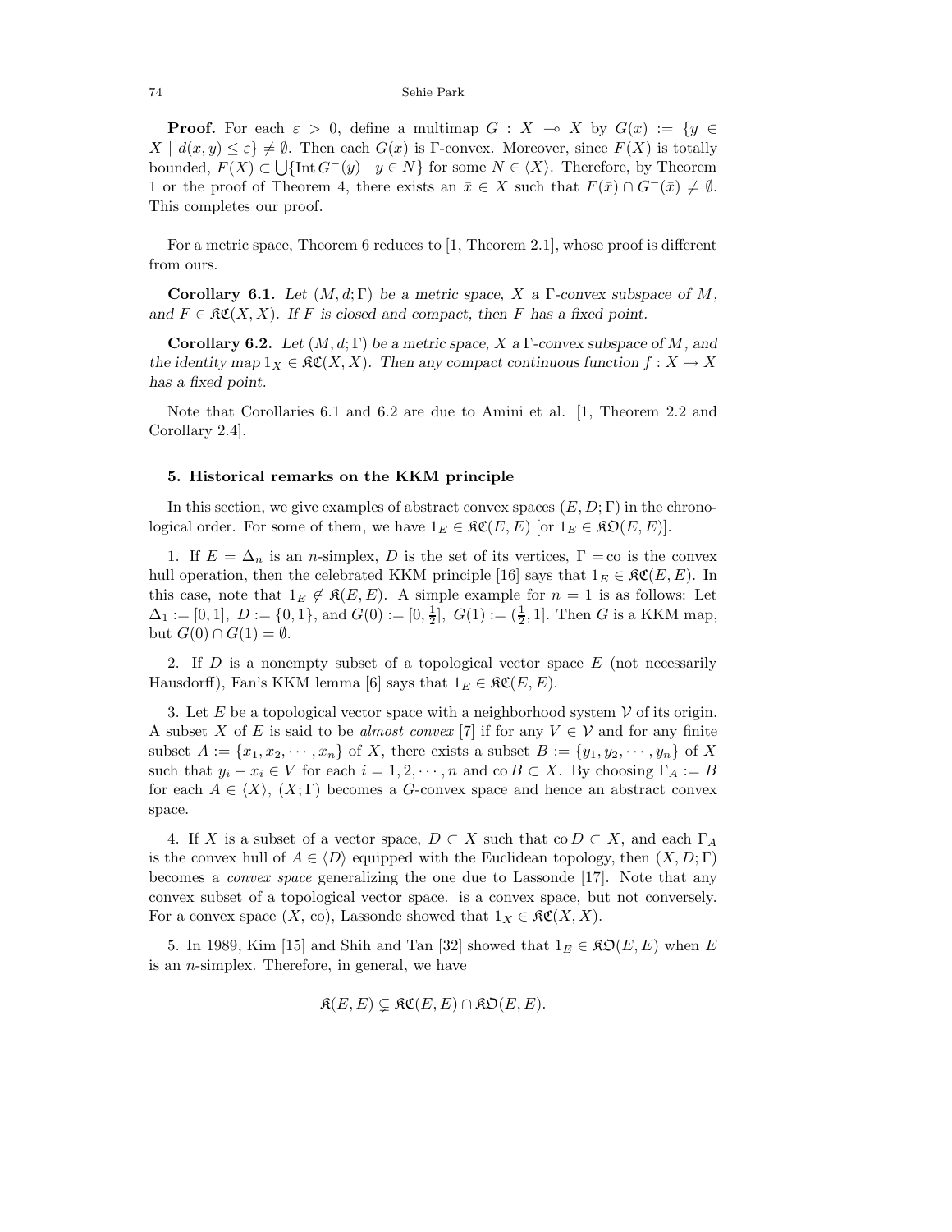**Proof.** For each $\varepsilon > 0$, define a multimap $G : X \multimap X$ by $G(x) := \{y \in X \mid d(x, y) \leq \varepsilon\} \neq \emptyset$. Then each $G(x)$ is $\Gamma$-convex. Moreover, since $F(X)$ is totally bounded, $F(X) \subset \bigcup\{\operatorname{Int} G^{-}(y) \mid y \in N\}$ for some $N \in \langle X\rangle$. Therefore, by Theorem 1 or the proof of Theorem 4, there exists an $\bar{x} \in X$ such that $F(\bar{x}) \cap G^{-}(\bar{x}) \neq \emptyset$. This completes our proof.

For a metric space, Theorem 6 reduces to [1, Theorem 2.1], whose proof is different from ours.

**Corollary 6.1.** *Let $(M, d; \Gamma)$ be a metric space, $X$ a $\Gamma$-convex subspace of $M$, and $F \in \mathfrak{KC}(X, X)$. If $F$ is closed and compact, then $F$ has a fixed point.*

**Corollary 6.2.** *Let $(M, d; \Gamma)$ be a metric space, $X$ a $\Gamma$-convex subspace of $M$, and the identity map $1_X \in \mathfrak{KC}(X, X)$. Then any compact continuous function $f : X \to X$ has a fixed point.*

Note that Corollaries 6.1 and 6.2 are due to Amini et al. [1, Theorem 2.2 and Corollary 2.4].

## 5. Historical remarks on the KKM principle

In this section, we give examples of abstract convex spaces $(E, D; \Gamma)$ in the chronological order. For some of them, we have $1_E \in \mathfrak{KC}(E, E)$ [or $1_E \in \mathfrak{KO}(E, E)$].

1. If $E = \Delta_n$ is an $n$-simplex, $D$ is the set of its vertices, $\Gamma = \operatorname{co}$ is the convex hull operation, then the celebrated KKM principle [16] says that $1_E \in \mathfrak{KC}(E, E)$. In this case, note that $1_E \notin \mathfrak{K}(E, E)$. A simple example for $n = 1$ is as follows: Let $\Delta_1 := [0, 1]$, $D := \{0, 1\}$, and $G(0) := [0, \frac{1}{2}]$, $G(1) := (\frac{1}{2}, 1]$. Then $G$ is a KKM map, but $G(0) \cap G(1) = \emptyset$.

2. If $D$ is a nonempty subset of a topological vector space $E$ (not necessarily Hausdorff), Fan's KKM lemma [6] says that $1_E \in \mathfrak{KC}(E, E)$.

3. Let $E$ be a topological vector space with a neighborhood system $\mathcal{V}$ of its origin. A subset $X$ of $E$ is said to be *almost convex* [7] if for any $V \in \mathcal{V}$ and for any finite subset $A := \{x_1, x_2, \cdots, x_n\}$ of $X$, there exists a subset $B := \{y_1, y_2, \cdots, y_n\}$ of $X$ such that $y_i - x_i \in V$ for each $i = 1, 2, \cdots, n$ and $\operatorname{co} B \subset X$. By choosing $\Gamma_A := B$ for each $A \in \langle X\rangle$, $(X; \Gamma)$ becomes a $G$-convex space and hence an abstract convex space.

4. If $X$ is a subset of a vector space, $D \subset X$ such that $\operatorname{co} D \subset X$, and each $\Gamma_A$ is the convex hull of $A \in \langle D\rangle$ equipped with the Euclidean topology, then $(X, D; \Gamma)$ becomes a *convex space* generalizing the one due to Lassonde [17]. Note that any convex subset of a topological vector space. is a convex space, but not conversely. For a convex space $(X, \operatorname{co})$, Lassonde showed that $1_X \in \mathfrak{KC}(X, X)$.

5. In 1989, Kim [15] and Shih and Tan [32] showed that $1_E \in \mathfrak{KO}(E, E)$ when $E$ is an $n$-simplex. Therefore, in general, we have

$$\mathfrak{K}(E, E) \subsetneq \mathfrak{KC}(E, E) \cap \mathfrak{KO}(E, E).$$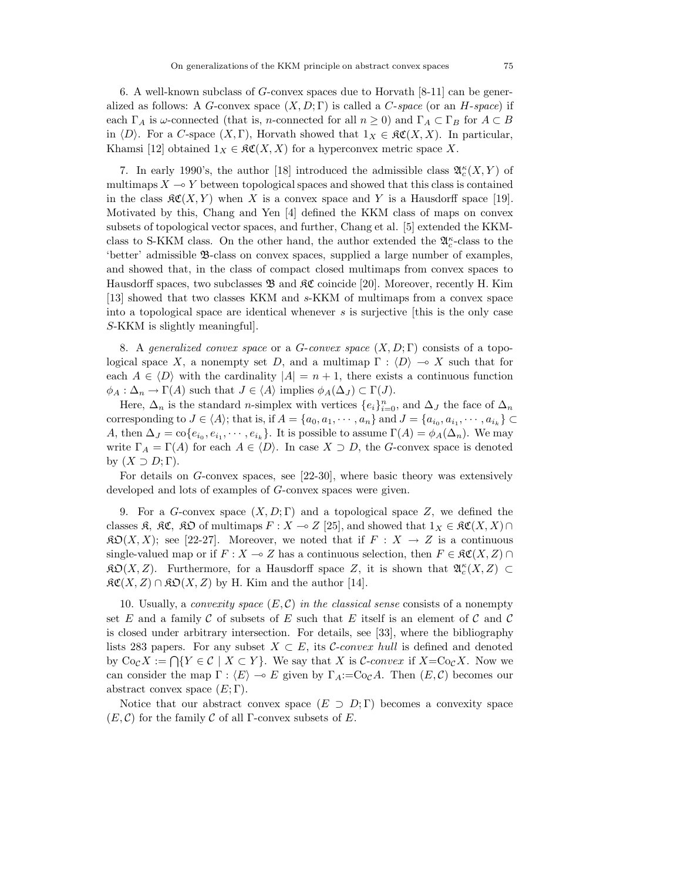6. A well-known subclass of $G$-convex spaces due to Horvath [8-11] can be generalized as follows: A $G$-convex space $(X, D; \Gamma)$ is called a *C-space* (or an *H-space*) if each $\Gamma_A$ is $\omega$-connected (that is, $n$-connected for all $n \geq 0$) and $\Gamma_A \subset \Gamma_B$ for $A \subset B$ in $\langle D \rangle$. For a $C$-space $(X, \Gamma)$, Horvath showed that $1_X \in \mathfrak{KC}(X, X)$. In particular, Khamsi [12] obtained $1_X \in \mathfrak{KC}(X, X)$ for a hyperconvex metric space $X$.

7. In early 1990's, the author [18] introduced the admissible class $\mathfrak{A}_c^\kappa(X, Y)$ of multimaps $X \multimap Y$ between topological spaces and showed that this class is contained in the class $\mathfrak{KC}(X, Y)$ when $X$ is a convex space and $Y$ is a Hausdorff space [19]. Motivated by this, Chang and Yen [4] defined the KKM class of maps on convex subsets of topological vector spaces, and further, Chang et al. [5] extended the KKM-class to S-KKM class. On the other hand, the author extended the $\mathfrak{A}_c^\kappa$-class to the 'better' admissible $\mathfrak{B}$-class on convex spaces, supplied a large number of examples, and showed that, in the class of compact closed multimaps from convex spaces to Hausdorff spaces, two subclasses $\mathfrak{B}$ and $\mathfrak{KC}$ coincide [20]. Moreover, recently H. Kim [13] showed that two classes KKM and $s$-KKM of multimaps from a convex space into a topological space are identical whenever $s$ is surjective [this is the only case $S$-KKM is slightly meaningful].

8. A *generalized convex space* or a *G-convex space* $(X, D; \Gamma)$ consists of a topological space $X$, a nonempty set $D$, and a multimap $\Gamma : \langle D \rangle \multimap X$ such that for each $A \in \langle D \rangle$ with the cardinality $|A| = n + 1$, there exists a continuous function $\phi_A : \Delta_n \to \Gamma(A)$ such that $J \in \langle A \rangle$ implies $\phi_A(\Delta_J) \subset \Gamma(J)$.

Here, $\Delta_n$ is the standard $n$-simplex with vertices $\{e_i\}_{i=0}^n$, and $\Delta_J$ the face of $\Delta_n$ corresponding to $J \in \langle A \rangle$; that is, if $A = \{a_0, a_1, \cdots, a_n\}$ and $J = \{a_{i_0}, a_{i_1}, \cdots, a_{i_k}\} \subset A$, then $\Delta_J = \mathrm{co}\{e_{i_0}, e_{i_1}, \cdots, e_{i_k}\}$. It is possible to assume $\Gamma(A) = \phi_A(\Delta_n)$. We may write $\Gamma_A = \Gamma(A)$ for each $A \in \langle D \rangle$. In case $X \supset D$, the $G$-convex space is denoted by $(X \supset D; \Gamma)$.

For details on $G$-convex spaces, see [22-30], where basic theory was extensively developed and lots of examples of $G$-convex spaces were given.

9. For a $G$-convex space $(X, D; \Gamma)$ and a topological space $Z$, we defined the classes $\mathfrak{K}$, $\mathfrak{KC}$, $\mathfrak{KO}$ of multimaps $F : X \multimap Z$ [25], and showed that $1_X \in \mathfrak{KC}(X, X) \cap \mathfrak{KO}(X, X)$; see [22-27]. Moreover, we noted that if $F : X \to Z$ is a continuous single-valued map or if $F : X \multimap Z$ has a continuous selection, then $F \in \mathfrak{KC}(X, Z) \cap \mathfrak{KO}(X, Z)$. Furthermore, for a Hausdorff space $Z$, it is shown that $\mathfrak{A}_c^\kappa(X, Z) \subset \mathfrak{KC}(X, Z) \cap \mathfrak{KO}(X, Z)$ by H. Kim and the author [14].

10. Usually, a *convexity space* $(E, \mathcal{C})$ *in the classical sense* consists of a nonempty set $E$ and a family $\mathcal{C}$ of subsets of $E$ such that $E$ itself is an element of $\mathcal{C}$ and $\mathcal{C}$ is closed under arbitrary intersection. For details, see [33], where the bibliography lists 283 papers. For any subset $X \subset E$, its *$\mathcal{C}$-convex hull* is defined and denoted by $\mathrm{Co}_{\mathcal{C}} X := \bigcap \{Y \in \mathcal{C} \mid X \subset Y\}$. We say that $X$ is *$\mathcal{C}$-convex* if $X = \mathrm{Co}_{\mathcal{C}} X$. Now we can consider the map $\Gamma : \langle E \rangle \multimap E$ given by $\Gamma_A := \mathrm{Co}_{\mathcal{C}} A$. Then $(E, \mathcal{C})$ becomes our abstract convex space $(E; \Gamma)$.

Notice that our abstract convex space $(E \supset D; \Gamma)$ becomes a convexity space $(E, \mathcal{C})$ for the family $\mathcal{C}$ of all $\Gamma$-convex subsets of $E$.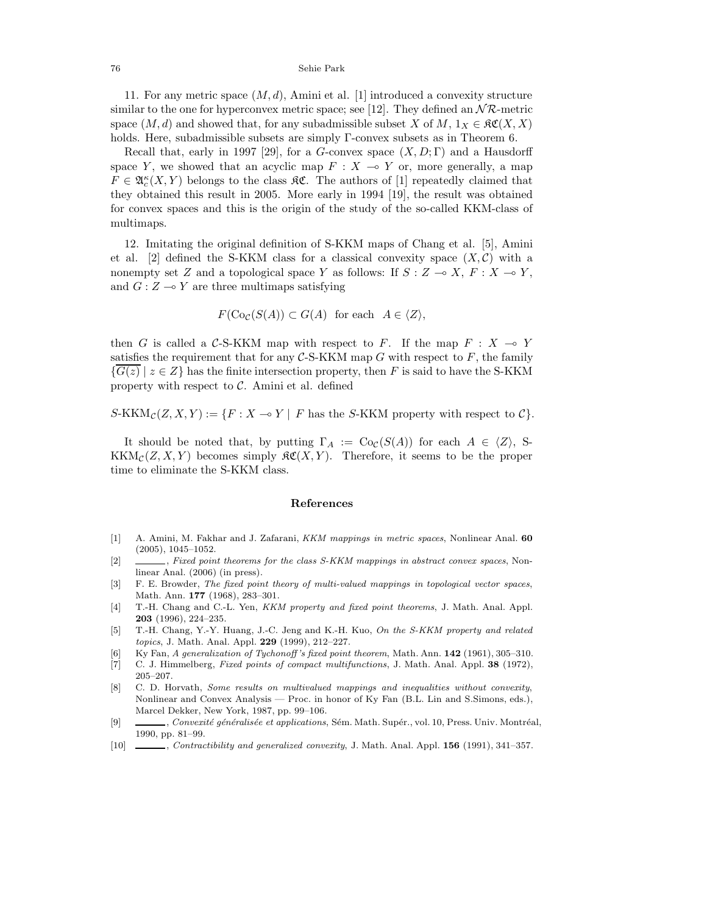11. For any metric space $(M, d)$, Amini et al. [1] introduced a convexity structure similar to the one for hyperconvex metric space; see [12]. They defined an $\mathcal{NR}$-metric space $(M, d)$ and showed that, for any subadmissible subset $X$ of $M$, $1_X \in \mathfrak{KC}(X, X)$ holds. Here, subadmissible subsets are simply $\Gamma$-convex subsets as in Theorem 6.

Recall that, early in 1997 [29], for a $G$-convex space $(X, D; \Gamma)$ and a Hausdorff space $Y$, we showed that an acyclic map $F : X \multimap Y$ or, more generally, a map $F \in \mathfrak{A}_c^\kappa(X, Y)$ belongs to the class $\mathfrak{KC}$. The authors of [1] repeatedly claimed that they obtained this result in 2005. More early in 1994 [19], the result was obtained for convex spaces and this is the origin of the study of the so-called KKM-class of multimaps.

12. Imitating the original definition of S-KKM maps of Chang et al. [5], Amini et al. [2] defined the S-KKM class for a classical convexity space $(X, \mathcal{C})$ with a nonempty set $Z$ and a topological space $Y$ as follows: If $S : Z \multimap X$, $F : X \multimap Y$, and $G : Z \multimap Y$ are three multimaps satisfying

$$F(\mathrm{Co}_{\mathcal{C}}(S(A))) \subset G(A) \quad \text{for each} \quad A \in \langle Z \rangle,$$

then $G$ is called a $\mathcal{C}$-S-KKM map with respect to $F$. If the map $F : X \multimap Y$ satisfies the requirement that for any $\mathcal{C}$-S-KKM map $G$ with respect to $F$, the family $\{\overline{G(z)} \mid z \in Z\}$ has the finite intersection property, then $F$ is said to have the S-KKM property with respect to $\mathcal{C}$. Amini et al. defined

$$S\text{-KKM}_{\mathcal{C}}(Z, X, Y) := \{F : X \multimap Y \mid F \text{ has the } S\text{-KKM property with respect to } \mathcal{C}\}.$$

It should be noted that, by putting $\Gamma_A := \mathrm{Co}_{\mathcal{C}}(S(A))$ for each $A \in \langle Z \rangle$, S-KKM$_{\mathcal{C}}(Z, X, Y)$ becomes simply $\mathfrak{KC}(X, Y)$. Therefore, it seems to be the proper time to eliminate the S-KKM class.

## References

[1] A. Amini, M. Fakhar and J. Zafarani, *KKM mappings in metric spaces*, Nonlinear Anal. **60** (2005), 1045–1052.

[2] ______, *Fixed point theorems for the class S-KKM mappings in abstract convex spaces*, Nonlinear Anal. (2006) (in press).

[3] F. E. Browder, *The fixed point theory of multi-valued mappings in topological vector spaces*, Math. Ann. **177** (1968), 283–301.

[4] T.-H. Chang and C.-L. Yen, *KKM property and fixed point theorems*, J. Math. Anal. Appl. **203** (1996), 224–235.

[5] T.-H. Chang, Y.-Y. Huang, J.-C. Jeng and K.-H. Kuo, *On the S-KKM property and related topics*, J. Math. Anal. Appl. **229** (1999), 212–227.

[6] Ky Fan, *A generalization of Tychonoff's fixed point theorem*, Math. Ann. **142** (1961), 305–310.

[7] C. J. Himmelberg, *Fixed points of compact multifunctions*, J. Math. Anal. Appl. **38** (1972), 205–207.

[8] C. D. Horvath, *Some results on multivalued mappings and inequalities without convexity*, Nonlinear and Convex Analysis — Proc. in honor of Ky Fan (B.L. Lin and S.Simons, eds.), Marcel Dekker, New York, 1987, pp. 99–106.

[9] ______, *Convexité généralisée et applications*, Sém. Math. Supér., vol. 10, Press. Univ. Montréal, 1990, pp. 81–99.

[10] ______, *Contractibility and generalized convexity*, J. Math. Anal. Appl. **156** (1991), 341–357.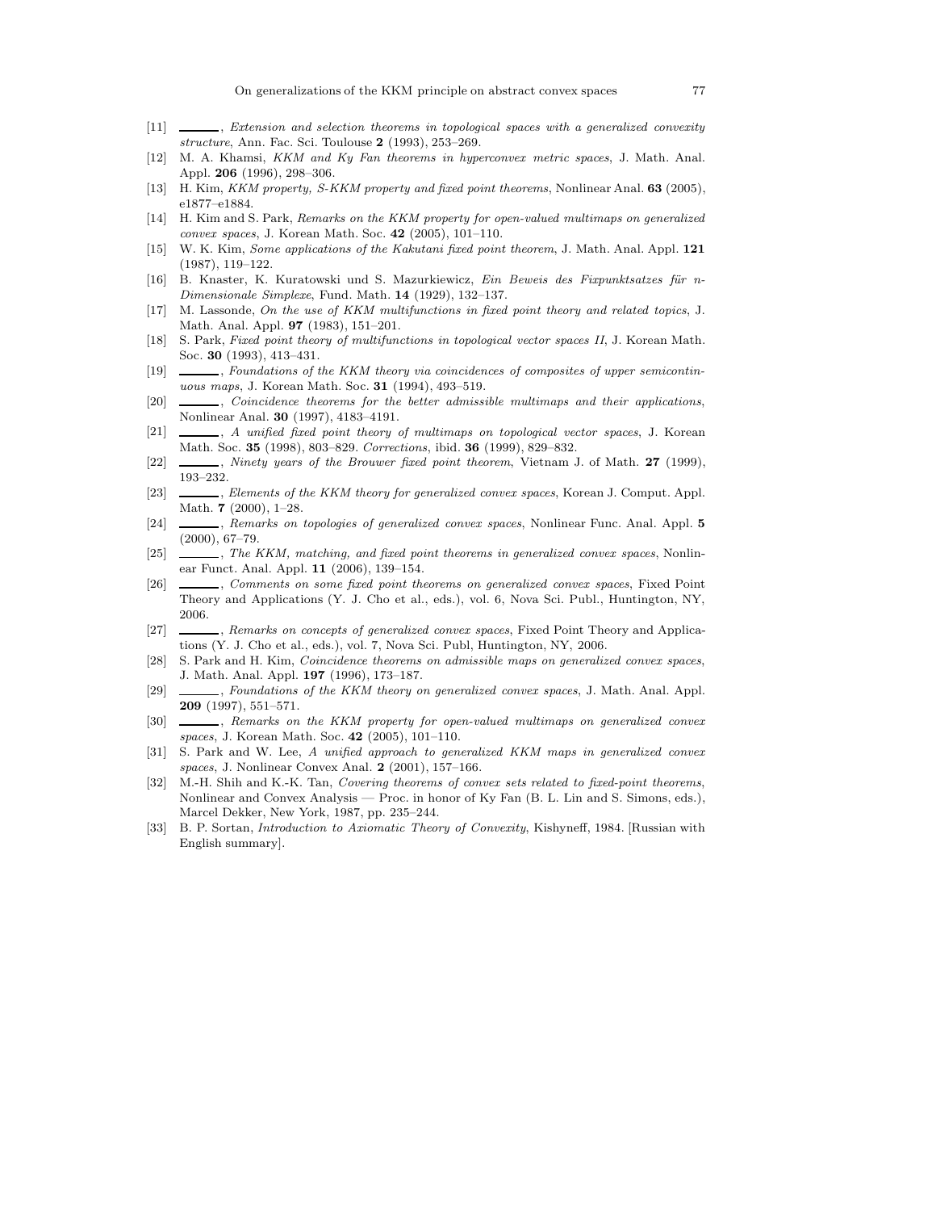[11] ———, *Extension and selection theorems in topological spaces with a generalized convexity structure*, Ann. Fac. Sci. Toulouse **2** (1993), 253–269.

[12] M. A. Khamsi, *KKM and Ky Fan theorems in hyperconvex metric spaces*, J. Math. Anal. Appl. **206** (1996), 298–306.

[13] H. Kim, *KKM property, S-KKM property and fixed point theorems*, Nonlinear Anal. **63** (2005), e1877–e1884.

[14] H. Kim and S. Park, *Remarks on the KKM property for open-valued multimaps on generalized convex spaces*, J. Korean Math. Soc. **42** (2005), 101–110.

[15] W. K. Kim, *Some applications of the Kakutani fixed point theorem*, J. Math. Anal. Appl. **121** (1987), 119–122.

[16] B. Knaster, K. Kuratowski und S. Mazurkiewicz, *Ein Beweis des Fixpunktsatzes für n-Dimensionale Simplexe*, Fund. Math. **14** (1929), 132–137.

[17] M. Lassonde, *On the use of KKM multifunctions in fixed point theory and related topics*, J. Math. Anal. Appl. **97** (1983), 151–201.

[18] S. Park, *Fixed point theory of multifunctions in topological vector spaces II*, J. Korean Math. Soc. **30** (1993), 413–431.

[19] ———, *Foundations of the KKM theory via coincidences of composites of upper semicontinuous maps*, J. Korean Math. Soc. **31** (1994), 493–519.

[20] ———, *Coincidence theorems for the better admissible multimaps and their applications*, Nonlinear Anal. **30** (1997), 4183–4191.

[21] ———, *A unified fixed point theory of multimaps on topological vector spaces*, J. Korean Math. Soc. **35** (1998), 803–829. *Corrections*, ibid. **36** (1999), 829–832.

[22] ———, *Ninety years of the Brouwer fixed point theorem*, Vietnam J. of Math. **27** (1999), 193–232.

[23] ———, *Elements of the KKM theory for generalized convex spaces*, Korean J. Comput. Appl. Math. **7** (2000), 1–28.

[24] ———, *Remarks on topologies of generalized convex spaces*, Nonlinear Func. Anal. Appl. **5** (2000), 67–79.

[25] ———, *The KKM, matching, and fixed point theorems in generalized convex spaces*, Nonlinear Funct. Anal. Appl. **11** (2006), 139–154.

[26] ———, *Comments on some fixed point theorems on generalized convex spaces*, Fixed Point Theory and Applications (Y. J. Cho et al., eds.), vol. 6, Nova Sci. Publ., Huntington, NY, 2006.

[27] ———, *Remarks on concepts of generalized convex spaces*, Fixed Point Theory and Applications (Y. J. Cho et al., eds.), vol. 7, Nova Sci. Publ, Huntington, NY, 2006.

[28] S. Park and H. Kim, *Coincidence theorems on admissible maps on generalized convex spaces*, J. Math. Anal. Appl. **197** (1996), 173–187.

[29] ———, *Foundations of the KKM theory on generalized convex spaces*, J. Math. Anal. Appl. **209** (1997), 551–571.

[30] ———, *Remarks on the KKM property for open-valued multimaps on generalized convex spaces*, J. Korean Math. Soc. **42** (2005), 101–110.

[31] S. Park and W. Lee, *A unified approach to generalized KKM maps in generalized convex spaces*, J. Nonlinear Convex Anal. **2** (2001), 157–166.

[32] M.-H. Shih and K.-K. Tan, *Covering theorems of convex sets related to fixed-point theorems*, Nonlinear and Convex Analysis — Proc. in honor of Ky Fan (B. L. Lin and S. Simons, eds.), Marcel Dekker, New York, 1987, pp. 235–244.

[33] B. P. Sortan, *Introduction to Axiomatic Theory of Convexity*, Kishyneff, 1984. [Russian with English summary].